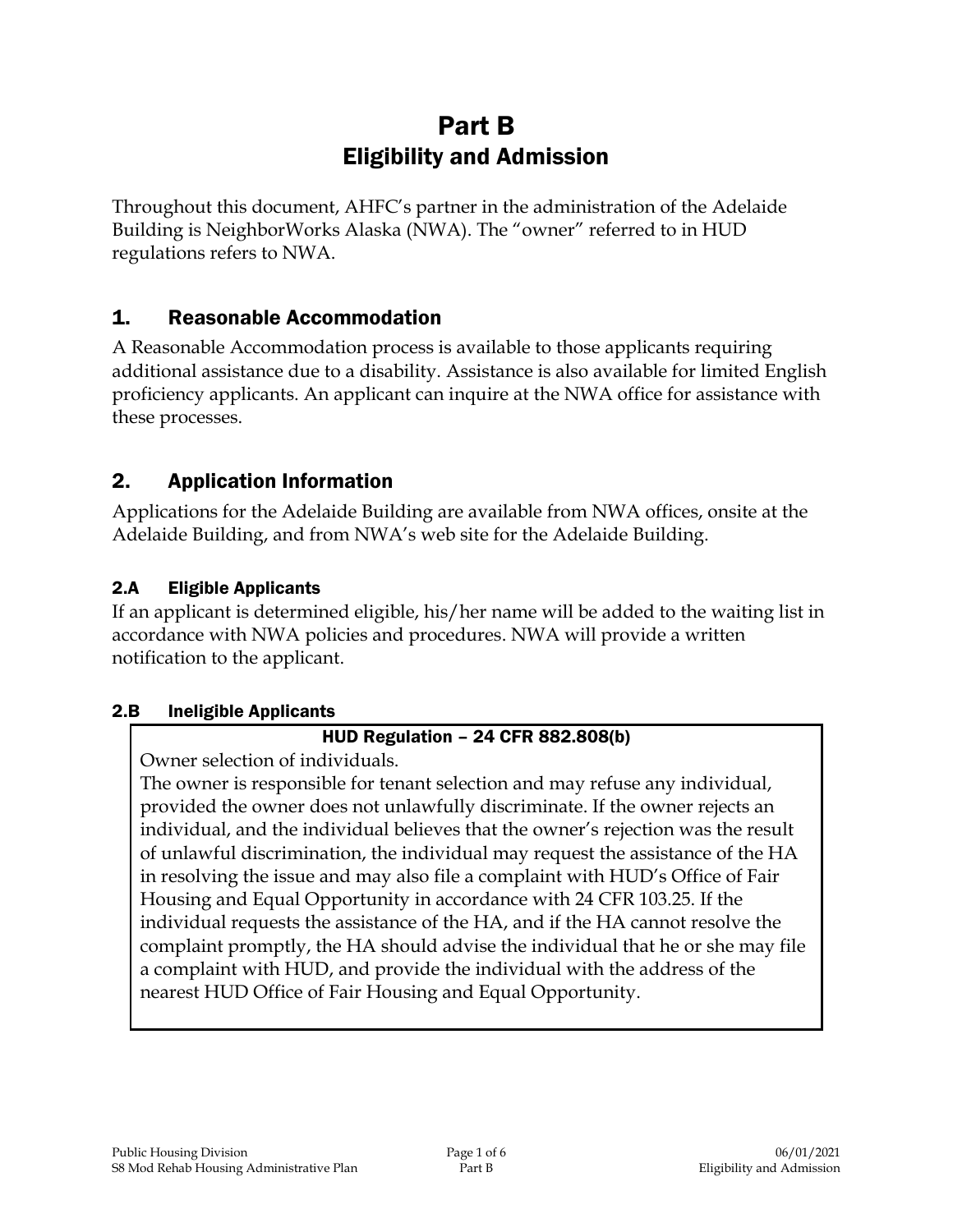# Part B
# Eligibility and Admission

Throughout this document, AHFC's partner in the administration of the Adelaide Building is NeighborWorks Alaska (NWA). The "owner" referred to in HUD regulations refers to NWA.

## 1. Reasonable Accommodation

A Reasonable Accommodation process is available to those applicants requiring additional assistance due to a disability. Assistance is also available for limited English proficiency applicants. An applicant can inquire at the NWA office for assistance with these processes.

## 2. Application Information

Applications for the Adelaide Building are available from NWA offices, onsite at the Adelaide Building, and from NWA's web site for the Adelaide Building.

### 2.A Eligible Applicants

If an applicant is determined eligible, his/her name will be added to the waiting list in accordance with NWA policies and procedures. NWA will provide a written notification to the applicant.

### 2.B Ineligible Applicants

> **HUD Regulation – 24 CFR 882.808(b)**
>
> Owner selection of individuals.
>
> The owner is responsible for tenant selection and may refuse any individual, provided the owner does not unlawfully discriminate. If the owner rejects an individual, and the individual believes that the owner's rejection was the result of unlawful discrimination, the individual may request the assistance of the HA in resolving the issue and may also file a complaint with HUD's Office of Fair Housing and Equal Opportunity in accordance with 24 CFR 103.25. If the individual requests the assistance of the HA, and if the HA cannot resolve the complaint promptly, the HA should advise the individual that he or she may file a complaint with HUD, and provide the individual with the address of the nearest HUD Office of Fair Housing and Equal Opportunity.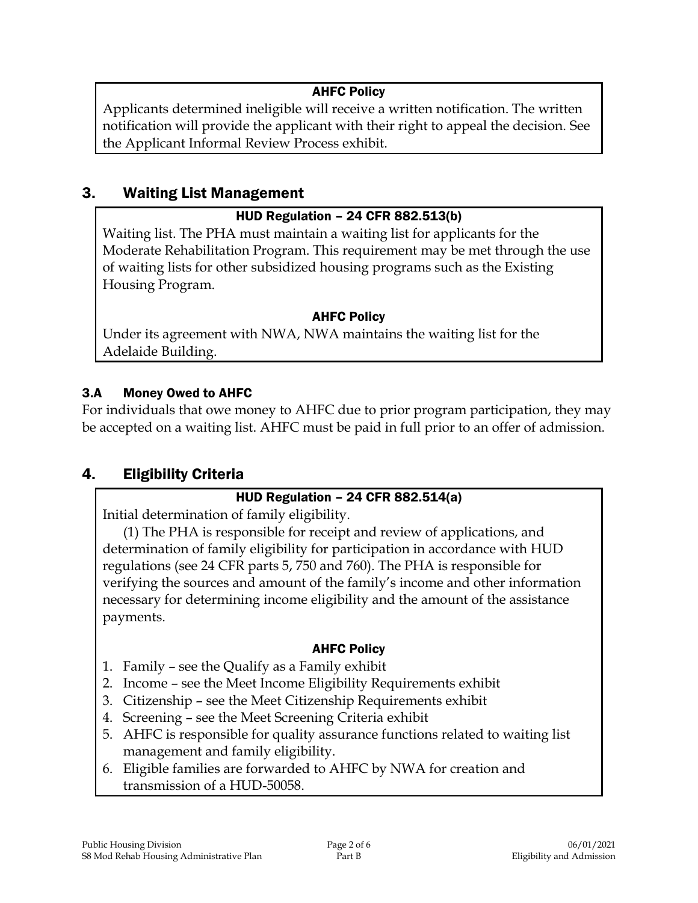**AHFC Policy**

Applicants determined ineligible will receive a written notification. The written notification will provide the applicant with their right to appeal the decision. See the Applicant Informal Review Process exhibit.

## 3. Waiting List Management

**HUD Regulation – 24 CFR 882.513(b)**

Waiting list. The PHA must maintain a waiting list for applicants for the Moderate Rehabilitation Program. This requirement may be met through the use of waiting lists for other subsidized housing programs such as the Existing Housing Program.

**AHFC Policy**

Under its agreement with NWA, NWA maintains the waiting list for the Adelaide Building.

### 3.A Money Owed to AHFC

For individuals that owe money to AHFC due to prior program participation, they may be accepted on a waiting list. AHFC must be paid in full prior to an offer of admission.

## 4. Eligibility Criteria

**HUD Regulation – 24 CFR 882.514(a)**

Initial determination of family eligibility.

(1) The PHA is responsible for receipt and review of applications, and determination of family eligibility for participation in accordance with HUD regulations (see 24 CFR parts 5, 750 and 760). The PHA is responsible for verifying the sources and amount of the family's income and other information necessary for determining income eligibility and the amount of the assistance payments.

**AHFC Policy**

1. Family – see the Qualify as a Family exhibit
2. Income – see the Meet Income Eligibility Requirements exhibit
3. Citizenship – see the Meet Citizenship Requirements exhibit
4. Screening – see the Meet Screening Criteria exhibit
5. AHFC is responsible for quality assurance functions related to waiting list management and family eligibility.
6. Eligible families are forwarded to AHFC by NWA for creation and transmission of a HUD-50058.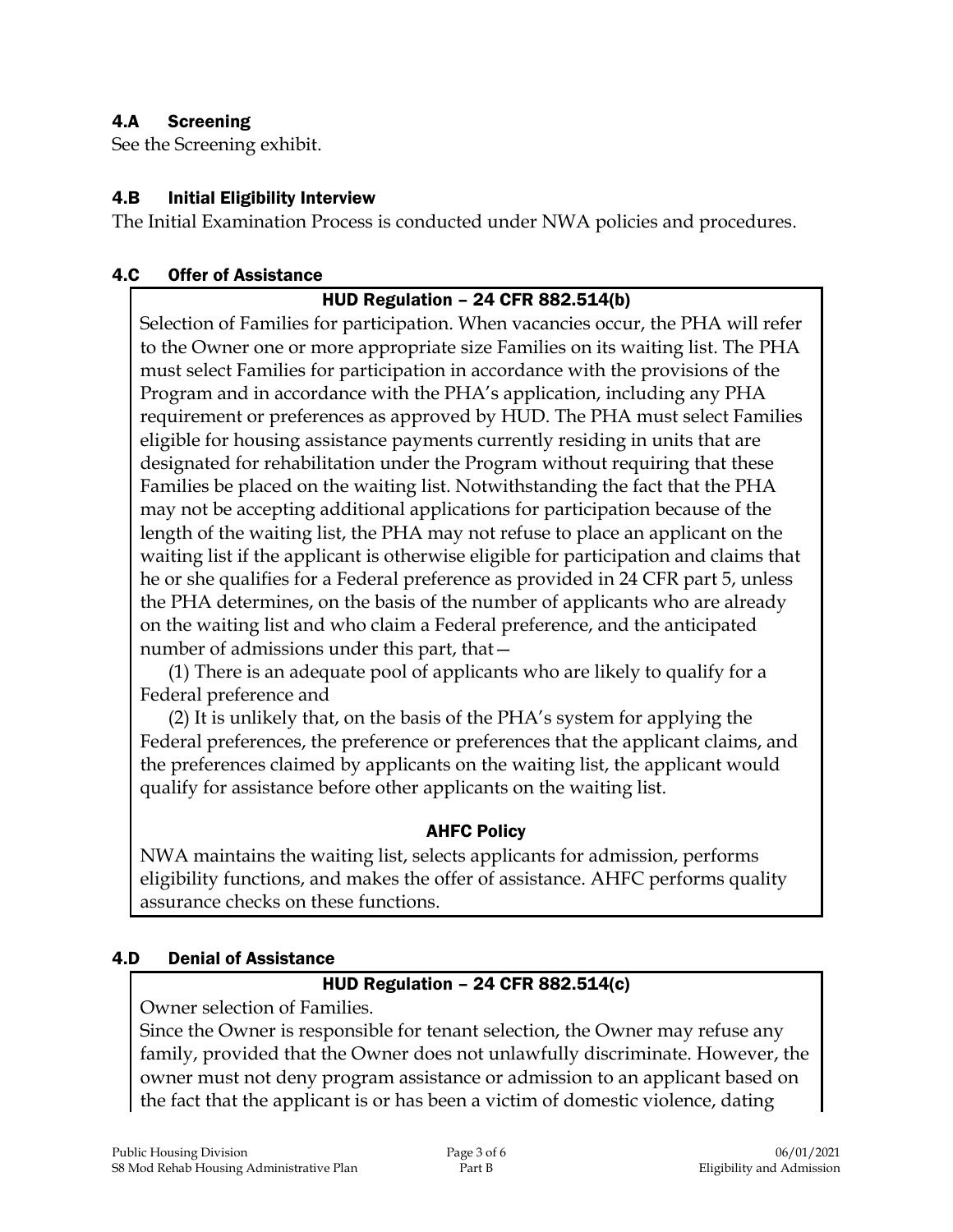### 4.A Screening

See the Screening exhibit.

### 4.B Initial Eligibility Interview

The Initial Examination Process is conducted under NWA policies and procedures.

### 4.C Offer of Assistance

**HUD Regulation – 24 CFR 882.514(b)**

Selection of Families for participation. When vacancies occur, the PHA will refer to the Owner one or more appropriate size Families on its waiting list. The PHA must select Families for participation in accordance with the provisions of the Program and in accordance with the PHA's application, including any PHA requirement or preferences as approved by HUD. The PHA must select Families eligible for housing assistance payments currently residing in units that are designated for rehabilitation under the Program without requiring that these Families be placed on the waiting list. Notwithstanding the fact that the PHA may not be accepting additional applications for participation because of the length of the waiting list, the PHA may not refuse to place an applicant on the waiting list if the applicant is otherwise eligible for participation and claims that he or she qualifies for a Federal preference as provided in 24 CFR part 5, unless the PHA determines, on the basis of the number of applicants who are already on the waiting list and who claim a Federal preference, and the anticipated number of admissions under this part, that—

(1) There is an adequate pool of applicants who are likely to qualify for a Federal preference and

(2) It is unlikely that, on the basis of the PHA's system for applying the Federal preferences, the preference or preferences that the applicant claims, and the preferences claimed by applicants on the waiting list, the applicant would qualify for assistance before other applicants on the waiting list.

**AHFC Policy**

NWA maintains the waiting list, selects applicants for admission, performs eligibility functions, and makes the offer of assistance. AHFC performs quality assurance checks on these functions.

### 4.D Denial of Assistance

**HUD Regulation – 24 CFR 882.514(c)**

Owner selection of Families.

Since the Owner is responsible for tenant selection, the Owner may refuse any family, provided that the Owner does not unlawfully discriminate. However, the owner must not deny program assistance or admission to an applicant based on the fact that the applicant is or has been a victim of domestic violence, dating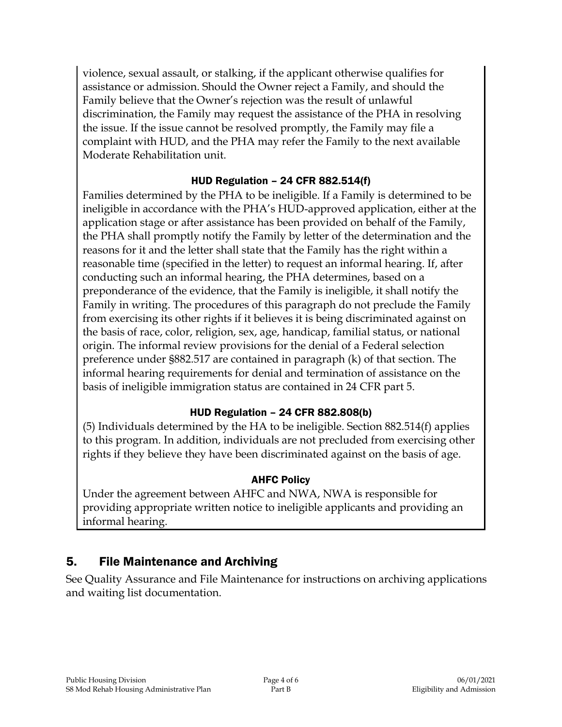violence, sexual assault, or stalking, if the applicant otherwise qualifies for assistance or admission. Should the Owner reject a Family, and should the Family believe that the Owner's rejection was the result of unlawful discrimination, the Family may request the assistance of the PHA in resolving the issue. If the issue cannot be resolved promptly, the Family may file a complaint with HUD, and the PHA may refer the Family to the next available Moderate Rehabilitation unit.

#### HUD Regulation – 24 CFR 882.514(f)

Families determined by the PHA to be ineligible. If a Family is determined to be ineligible in accordance with the PHA's HUD-approved application, either at the application stage or after assistance has been provided on behalf of the Family, the PHA shall promptly notify the Family by letter of the determination and the reasons for it and the letter shall state that the Family has the right within a reasonable time (specified in the letter) to request an informal hearing. If, after conducting such an informal hearing, the PHA determines, based on a preponderance of the evidence, that the Family is ineligible, it shall notify the Family in writing. The procedures of this paragraph do not preclude the Family from exercising its other rights if it believes it is being discriminated against on the basis of race, color, religion, sex, age, handicap, familial status, or national origin. The informal review provisions for the denial of a Federal selection preference under §882.517 are contained in paragraph (k) of that section. The informal hearing requirements for denial and termination of assistance on the basis of ineligible immigration status are contained in 24 CFR part 5.

#### HUD Regulation – 24 CFR 882.808(b)

(5) Individuals determined by the HA to be ineligible. Section 882.514(f) applies to this program. In addition, individuals are not precluded from exercising other rights if they believe they have been discriminated against on the basis of age.

#### AHFC Policy

Under the agreement between AHFC and NWA, NWA is responsible for providing appropriate written notice to ineligible applicants and providing an informal hearing.

## 5. File Maintenance and Archiving

See Quality Assurance and File Maintenance for instructions on archiving applications and waiting list documentation.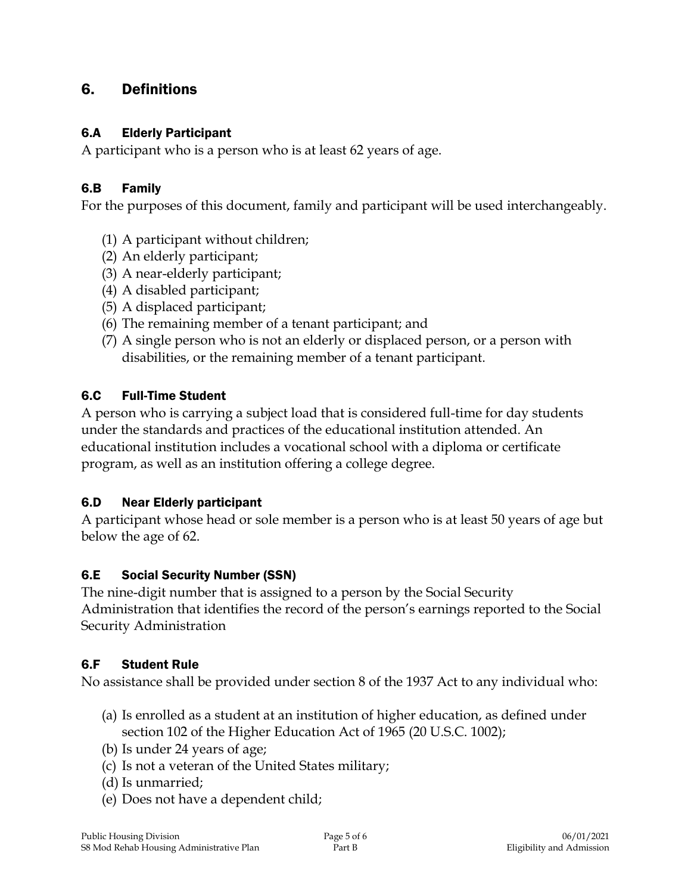## 6. Definitions

### 6.A Elderly Participant

A participant who is a person who is at least 62 years of age.

### 6.B Family

For the purposes of this document, family and participant will be used interchangeably.

(1) A participant without children;
(2) An elderly participant;
(3) A near-elderly participant;
(4) A disabled participant;
(5) A displaced participant;
(6) The remaining member of a tenant participant; and
(7) A single person who is not an elderly or displaced person, or a person with disabilities, or the remaining member of a tenant participant.

### 6.C Full-Time Student

A person who is carrying a subject load that is considered full-time for day students under the standards and practices of the educational institution attended. An educational institution includes a vocational school with a diploma or certificate program, as well as an institution offering a college degree.

### 6.D Near Elderly participant

A participant whose head or sole member is a person who is at least 50 years of age but below the age of 62.

### 6.E Social Security Number (SSN)

The nine-digit number that is assigned to a person by the Social Security Administration that identifies the record of the person's earnings reported to the Social Security Administration

### 6.F Student Rule

No assistance shall be provided under section 8 of the 1937 Act to any individual who:

(a) Is enrolled as a student at an institution of higher education, as defined under section 102 of the Higher Education Act of 1965 (20 U.S.C. 1002);
(b) Is under 24 years of age;
(c) Is not a veteran of the United States military;
(d) Is unmarried;
(e) Does not have a dependent child;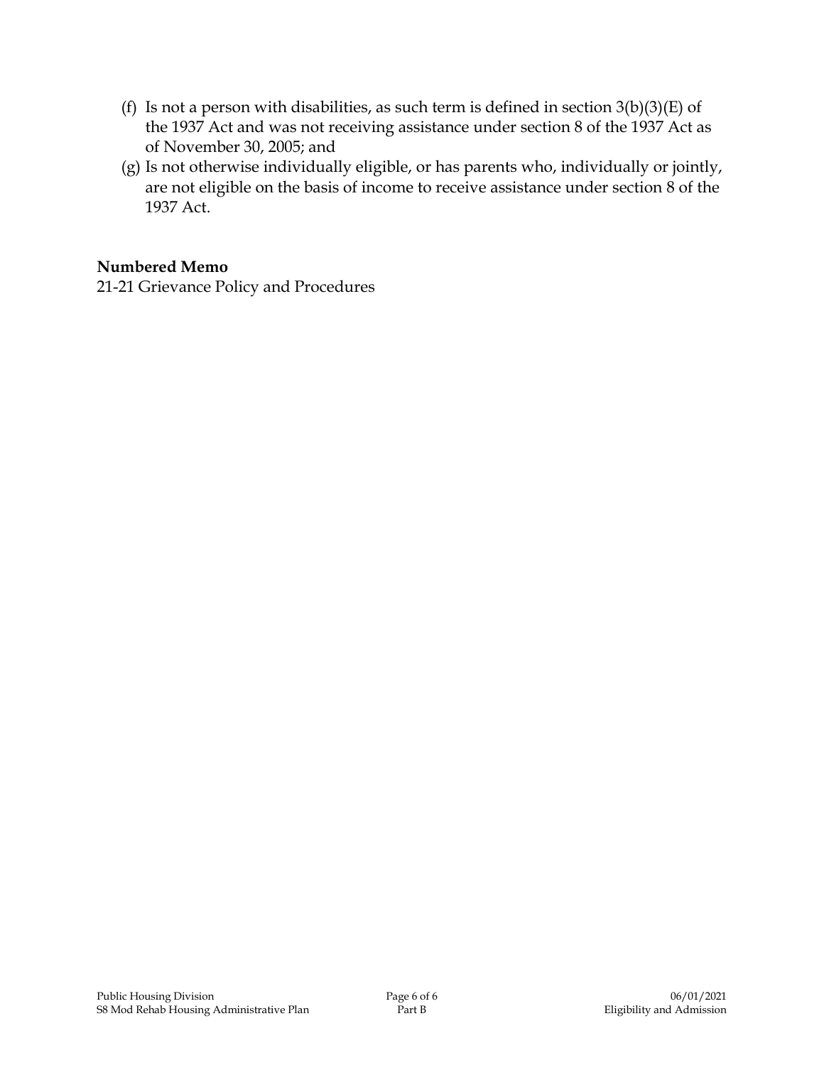(f) Is not a person with disabilities, as such term is defined in section 3(b)(3)(E) of the 1937 Act and was not receiving assistance under section 8 of the 1937 Act as of November 30, 2005; and

(g) Is not otherwise individually eligible, or has parents who, individually or jointly, are not eligible on the basis of income to receive assistance under section 8 of the 1937 Act.

**Numbered Memo**

21-21 Grievance Policy and Procedures